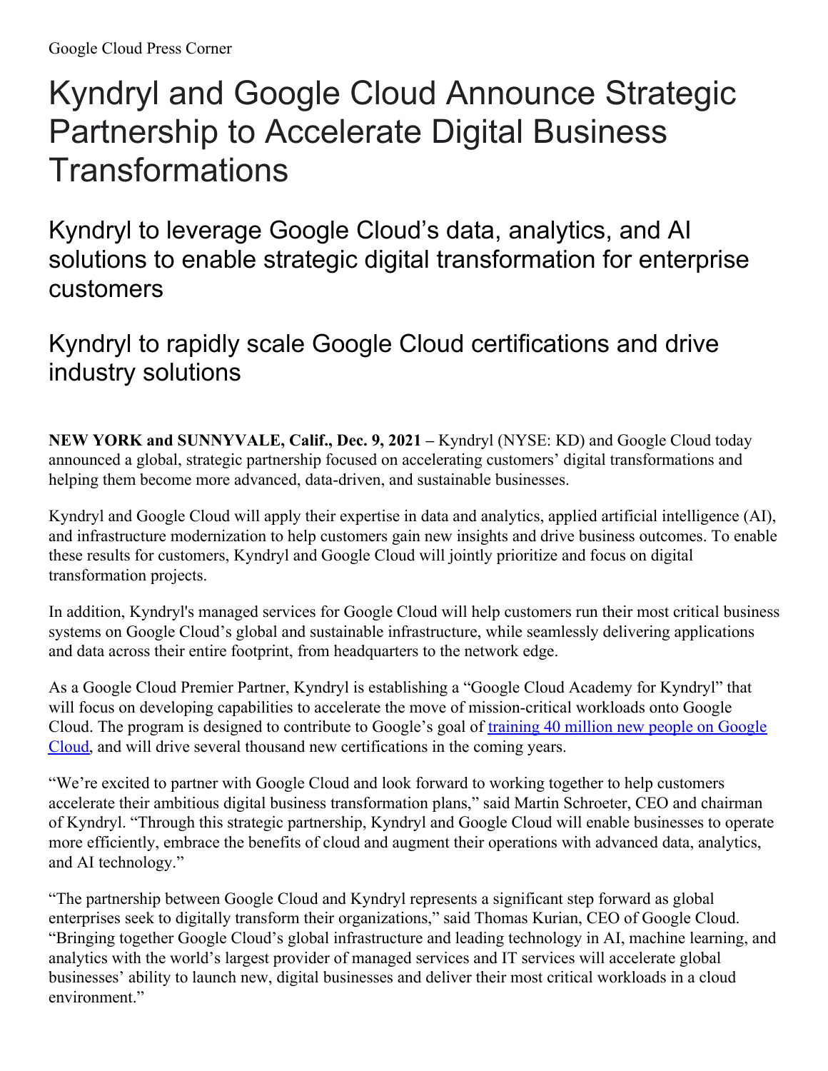Google Cloud Press Corner

# Kyndryl and Google Cloud Announce Strategic Partnership to Accelerate Digital Business Transformations

## Kyndryl to leverage Google Cloud's data, analytics, and AI solutions to enable strategic digital transformation for enterprise customers

## Kyndryl to rapidly scale Google Cloud certifications and drive industry solutions

**NEW YORK and SUNNYVALE, Calif., Dec. 9, 2021 –** Kyndryl (NYSE: KD) and Google Cloud today announced a global, strategic partnership focused on accelerating customers' digital transformations and helping them become more advanced, data-driven, and sustainable businesses.

Kyndryl and Google Cloud will apply their expertise in data and analytics, applied artificial intelligence (AI), and infrastructure modernization to help customers gain new insights and drive business outcomes. To enable these results for customers, Kyndryl and Google Cloud will jointly prioritize and focus on digital transformation projects.

In addition, Kyndryl's managed services for Google Cloud will help customers run their most critical business systems on Google Cloud's global and sustainable infrastructure, while seamlessly delivering applications and data across their entire footprint, from headquarters to the network edge.

As a Google Cloud Premier Partner, Kyndryl is establishing a "Google Cloud Academy for Kyndryl" that will focus on developing capabilities to accelerate the move of mission-critical workloads onto Google Cloud. The program is designed to contribute to Google's goal of training 40 million new people on Google Cloud, and will drive several thousand new certifications in the coming years.

"We're excited to partner with Google Cloud and look forward to working together to help customers accelerate their ambitious digital business transformation plans," said Martin Schroeter, CEO and chairman of Kyndryl. "Through this strategic partnership, Kyndryl and Google Cloud will enable businesses to operate more efficiently, embrace the benefits of cloud and augment their operations with advanced data, analytics, and AI technology."

"The partnership between Google Cloud and Kyndryl represents a significant step forward as global enterprises seek to digitally transform their organizations," said Thomas Kurian, CEO of Google Cloud. "Bringing together Google Cloud's global infrastructure and leading technology in AI, machine learning, and analytics with the world's largest provider of managed services and IT services will accelerate global businesses' ability to launch new, digital businesses and deliver their most critical workloads in a cloud environment."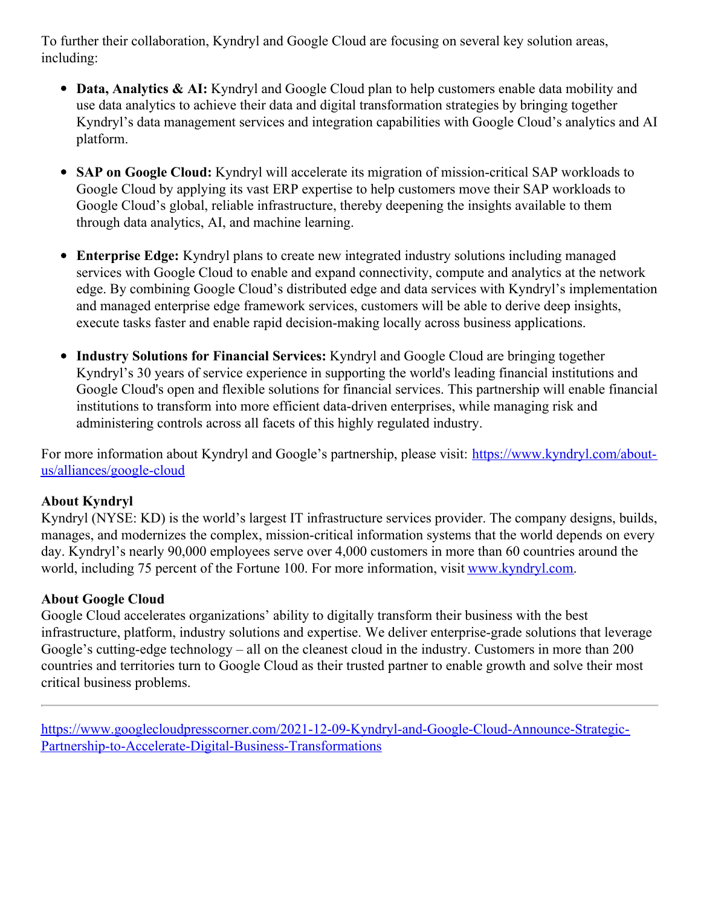To further their collaboration, Kyndryl and Google Cloud are focusing on several key solution areas, including:

- **Data, Analytics & AI:** Kyndryl and Google Cloud plan to help customers enable data mobility and use data analytics to achieve their data and digital transformation strategies by bringing together Kyndryl's data management services and integration capabilities with Google Cloud's analytics and AI platform.

- **SAP on Google Cloud:** Kyndryl will accelerate its migration of mission-critical SAP workloads to Google Cloud by applying its vast ERP expertise to help customers move their SAP workloads to Google Cloud's global, reliable infrastructure, thereby deepening the insights available to them through data analytics, AI, and machine learning.

- **Enterprise Edge:** Kyndryl plans to create new integrated industry solutions including managed services with Google Cloud to enable and expand connectivity, compute and analytics at the network edge. By combining Google Cloud's distributed edge and data services with Kyndryl's implementation and managed enterprise edge framework services, customers will be able to derive deep insights, execute tasks faster and enable rapid decision-making locally across business applications.

- **Industry Solutions for Financial Services:** Kyndryl and Google Cloud are bringing together Kyndryl's 30 years of service experience in supporting the world's leading financial institutions and Google Cloud's open and flexible solutions for financial services. This partnership will enable financial institutions to transform into more efficient data-driven enterprises, while managing risk and administering controls across all facets of this highly regulated industry.

For more information about Kyndryl and Google's partnership, please visit: [https://www.kyndryl.com/about-us/alliances/google-cloud](https://www.kyndryl.com/about-us/alliances/google-cloud)

**About Kyndryl**
Kyndryl (NYSE: KD) is the world's largest IT infrastructure services provider. The company designs, builds, manages, and modernizes the complex, mission-critical information systems that the world depends on every day. Kyndryl's nearly 90,000 employees serve over 4,000 customers in more than 60 countries around the world, including 75 percent of the Fortune 100. For more information, visit [www.kyndryl.com](http://www.kyndryl.com).

**About Google Cloud**
Google Cloud accelerates organizations' ability to digitally transform their business with the best infrastructure, platform, industry solutions and expertise. We deliver enterprise-grade solutions that leverage Google's cutting-edge technology – all on the cleanest cloud in the industry. Customers in more than 200 countries and territories turn to Google Cloud as their trusted partner to enable growth and solve their most critical business problems.

---

[https://www.googlecloudpresscorner.com/2021-12-09-Kyndryl-and-Google-Cloud-Announce-Strategic-Partnership-to-Accelerate-Digital-Business-Transformations](https://www.googlecloudpresscorner.com/2021-12-09-Kyndryl-and-Google-Cloud-Announce-Strategic-Partnership-to-Accelerate-Digital-Business-Transformations)